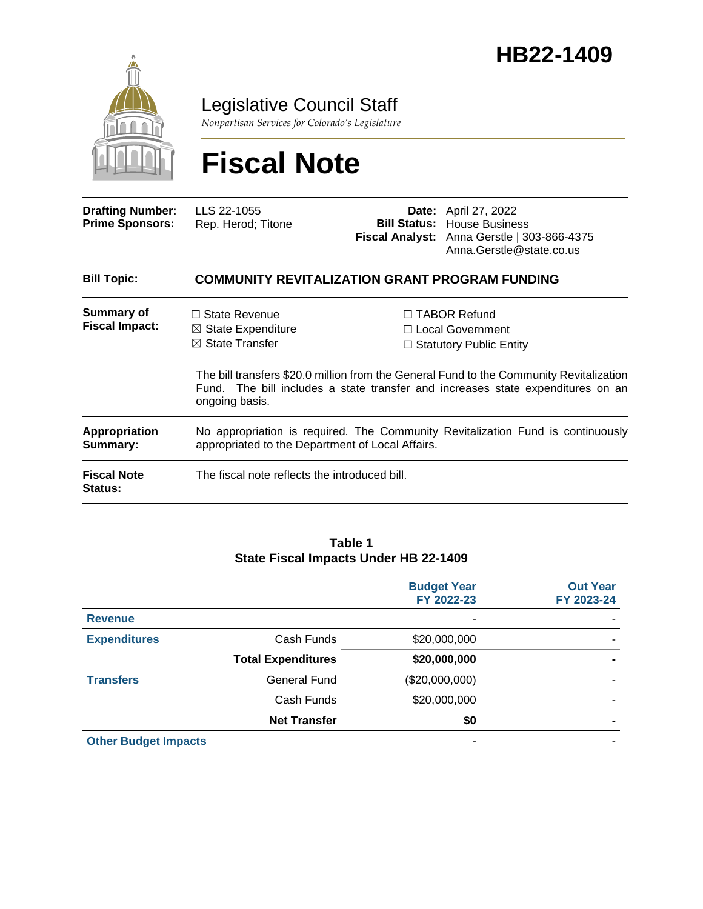# HB22-1409

**Legislative Council Staff**

*Nonpartisan Services for Colorado's Legislature*

# Fiscal Note

| | | | |
|---|---|---|---|
| **Drafting Number:** | LLS 22-1055 | **Date:** | April 27, 2022 |
| **Prime Sponsors:** | Rep. Herod; Titone | **Bill Status:** | House Business |
| | | **Fiscal Analyst:** | Anna Gerstle \| 303-866-4375<br>Anna.Gerstle@state.co.us |

| | |
|---|---|
| **Bill Topic:** | **COMMUNITY REVITALIZATION GRANT PROGRAM FUNDING** |
| **Summary of Fiscal Impact:** | ☐ State Revenue<br>☒ State Expenditure<br>☒ State Transfer<br>☐ TABOR Refund<br>☐ Local Government<br>☐ Statutory Public Entity<br><br>The bill transfers $20.0 million from the General Fund to the Community Revitalization Fund. The bill includes a state transfer and increases state expenditures on an ongoing basis. |
| **Appropriation Summary:** | No appropriation is required. The Community Revitalization Fund is continuously appropriated to the Department of Local Affairs. |
| **Fiscal Note Status:** | The fiscal note reflects the introduced bill. |

**Table 1**
**State Fiscal Impacts Under HB 22-1409**

| | | Budget Year FY 2022-23 | Out Year FY 2023-24 |
|---|---|---|---|
| **Revenue** | | - | - |
| **Expenditures** | Cash Funds | $20,000,000 | - |
| | **Total Expenditures** | **$20,000,000** | **-** |
| **Transfers** | General Fund | ($20,000,000) | - |
| | Cash Funds | $20,000,000 | - |
| | **Net Transfer** | **$0** | **-** |
| **Other Budget Impacts** | | - | - |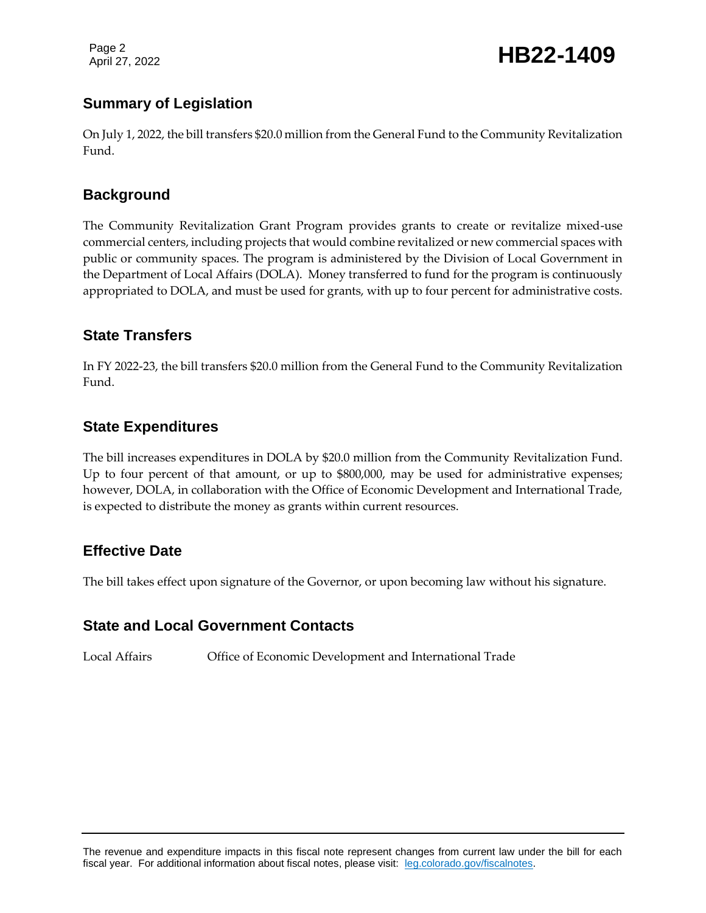## Summary of Legislation

On July 1, 2022, the bill transfers $20.0 million from the General Fund to the Community Revitalization Fund.

## Background

The Community Revitalization Grant Program provides grants to create or revitalize mixed-use commercial centers, including projects that would combine revitalized or new commercial spaces with public or community spaces. The program is administered by the Division of Local Government in the Department of Local Affairs (DOLA). Money transferred to fund for the program is continuously appropriated to DOLA, and must be used for grants, with up to four percent for administrative costs.

## State Transfers

In FY 2022-23, the bill transfers $20.0 million from the General Fund to the Community Revitalization Fund.

## State Expenditures

The bill increases expenditures in DOLA by $20.0 million from the Community Revitalization Fund. Up to four percent of that amount, or up to $800,000, may be used for administrative expenses; however, DOLA, in collaboration with the Office of Economic Development and International Trade, is expected to distribute the money as grants within current resources.

## Effective Date

The bill takes effect upon signature of the Governor, or upon becoming law without his signature.

## State and Local Government Contacts

Local Affairs    Office of Economic Development and International Trade

The revenue and expenditure impacts in this fiscal note represent changes from current law under the bill for each fiscal year. For additional information about fiscal notes, please visit: leg.colorado.gov/fiscalnotes.